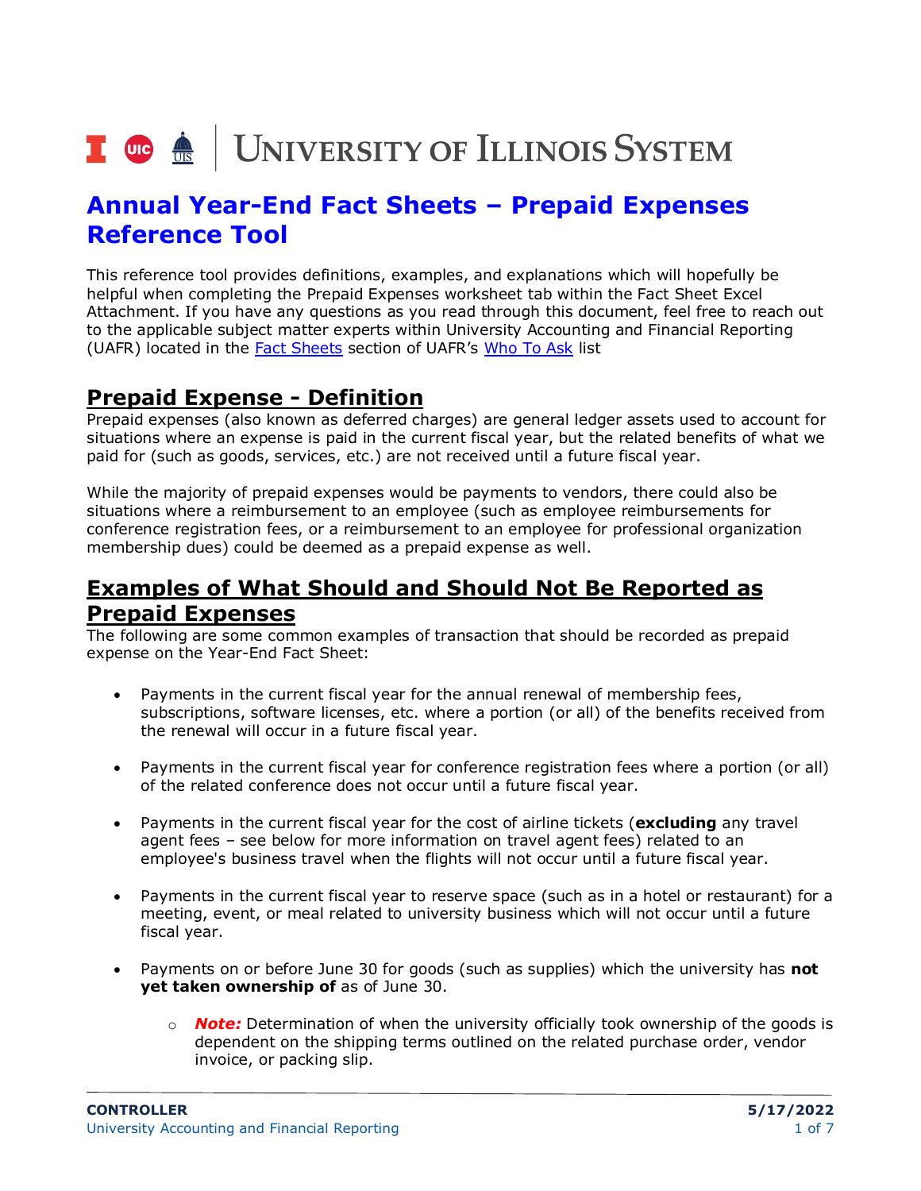# Annual Year-End Fact Sheets – Prepaid Expenses Reference Tool

This reference tool provides definitions, examples, and explanations which will hopefully be helpful when completing the Prepaid Expenses worksheet tab within the Fact Sheet Excel Attachment. If you have any questions as you read through this document, feel free to reach out to the applicable subject matter experts within University Accounting and Financial Reporting (UAFR) located in the [Fact Sheets]() section of UAFR's [Who To Ask]() list

## Prepaid Expense - Definition

Prepaid expenses (also known as deferred charges) are general ledger assets used to account for situations where an expense is paid in the current fiscal year, but the related benefits of what we paid for (such as goods, services, etc.) are not received until a future fiscal year.

While the majority of prepaid expenses would be payments to vendors, there could also be situations where a reimbursement to an employee (such as employee reimbursements for conference registration fees, or a reimbursement to an employee for professional organization membership dues) could be deemed as a prepaid expense as well.

## Examples of What Should and Should Not Be Reported as Prepaid Expenses

The following are some common examples of transaction that should be recorded as prepaid expense on the Year-End Fact Sheet:

- Payments in the current fiscal year for the annual renewal of membership fees, subscriptions, software licenses, etc. where a portion (or all) of the benefits received from the renewal will occur in a future fiscal year.
- Payments in the current fiscal year for conference registration fees where a portion (or all) of the related conference does not occur until a future fiscal year.
- Payments in the current fiscal year for the cost of airline tickets (**excluding** any travel agent fees – see below for more information on travel agent fees) related to an employee's business travel when the flights will not occur until a future fiscal year.
- Payments in the current fiscal year to reserve space (such as in a hotel or restaurant) for a meeting, event, or meal related to university business which will not occur until a future fiscal year.
- Payments on or before June 30 for goods (such as supplies) which the university has **not yet taken ownership of** as of June 30.
    - ***Note:*** Determination of when the university officially took ownership of the goods is dependent on the shipping terms outlined on the related purchase order, vendor invoice, or packing slip.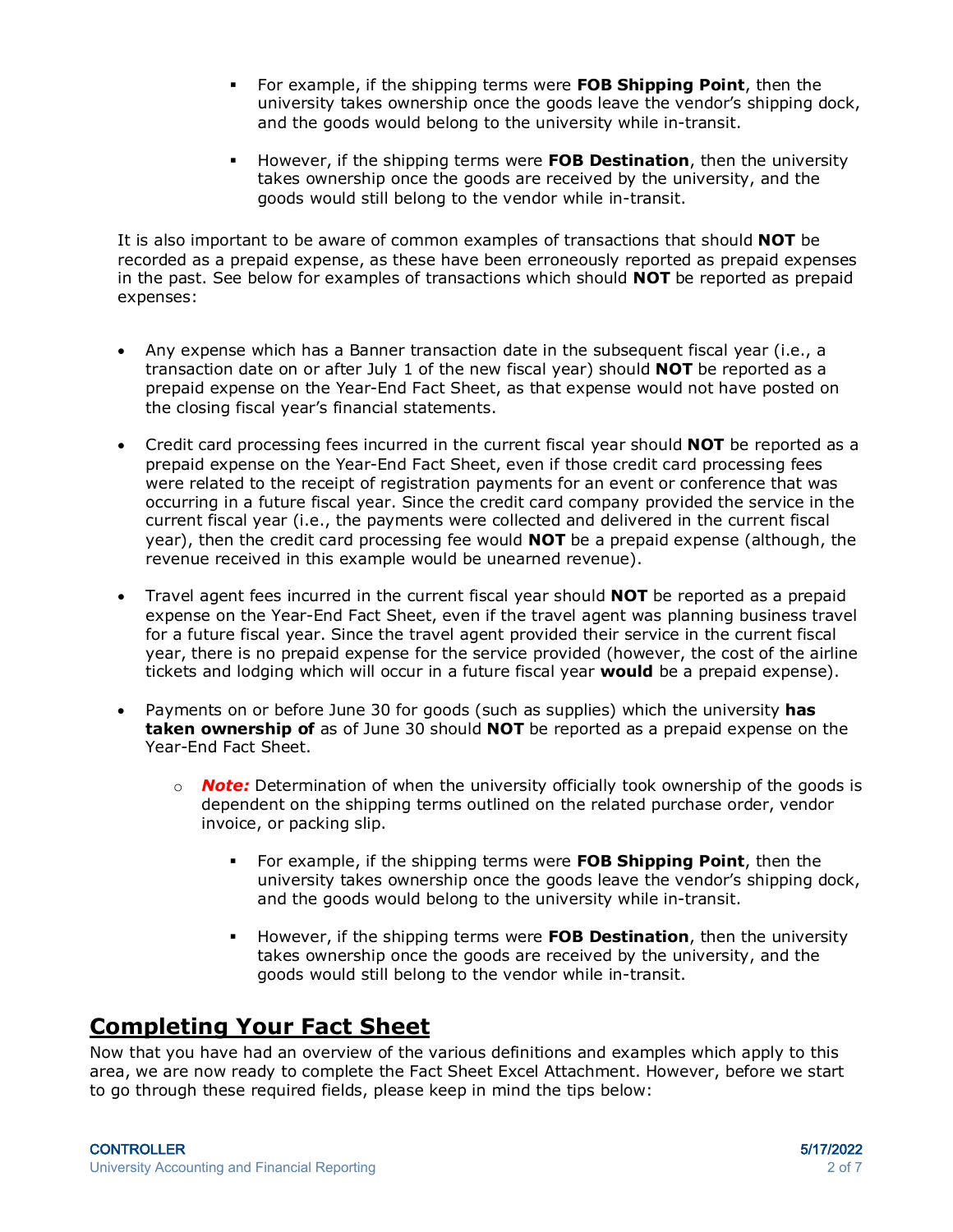- For example, if the shipping terms were **FOB Shipping Point**, then the university takes ownership once the goods leave the vendor's shipping dock, and the goods would belong to the university while in-transit.

- However, if the shipping terms were **FOB Destination**, then the university takes ownership once the goods are received by the university, and the goods would still belong to the vendor while in-transit.

It is also important to be aware of common examples of transactions that should **NOT** be recorded as a prepaid expense, as these have been erroneously reported as prepaid expenses in the past. See below for examples of transactions which should **NOT** be reported as prepaid expenses:

- Any expense which has a Banner transaction date in the subsequent fiscal year (i.e., a transaction date on or after July 1 of the new fiscal year) should **NOT** be reported as a prepaid expense on the Year-End Fact Sheet, as that expense would not have posted on the closing fiscal year's financial statements.

- Credit card processing fees incurred in the current fiscal year should **NOT** be reported as a prepaid expense on the Year-End Fact Sheet, even if those credit card processing fees were related to the receipt of registration payments for an event or conference that was occurring in a future fiscal year. Since the credit card company provided the service in the current fiscal year (i.e., the payments were collected and delivered in the current fiscal year), then the credit card processing fee would **NOT** be a prepaid expense (although, the revenue received in this example would be unearned revenue).

- Travel agent fees incurred in the current fiscal year should **NOT** be reported as a prepaid expense on the Year-End Fact Sheet, even if the travel agent was planning business travel for a future fiscal year. Since the travel agent provided their service in the current fiscal year, there is no prepaid expense for the service provided (however, the cost of the airline tickets and lodging which will occur in a future fiscal year **would** be a prepaid expense).

- Payments on or before June 30 for goods (such as supplies) which the university **has taken ownership of** as of June 30 should **NOT** be reported as a prepaid expense on the Year-End Fact Sheet.

  - ***Note:*** Determination of when the university officially took ownership of the goods is dependent on the shipping terms outlined on the related purchase order, vendor invoice, or packing slip.

    - For example, if the shipping terms were **FOB Shipping Point**, then the university takes ownership once the goods leave the vendor's shipping dock, and the goods would belong to the university while in-transit.

    - However, if the shipping terms were **FOB Destination**, then the university takes ownership once the goods are received by the university, and the goods would still belong to the vendor while in-transit.

## Completing Your Fact Sheet

Now that you have had an overview of the various definitions and examples which apply to this area, we are now ready to complete the Fact Sheet Excel Attachment. However, before we start to go through these required fields, please keep in mind the tips below: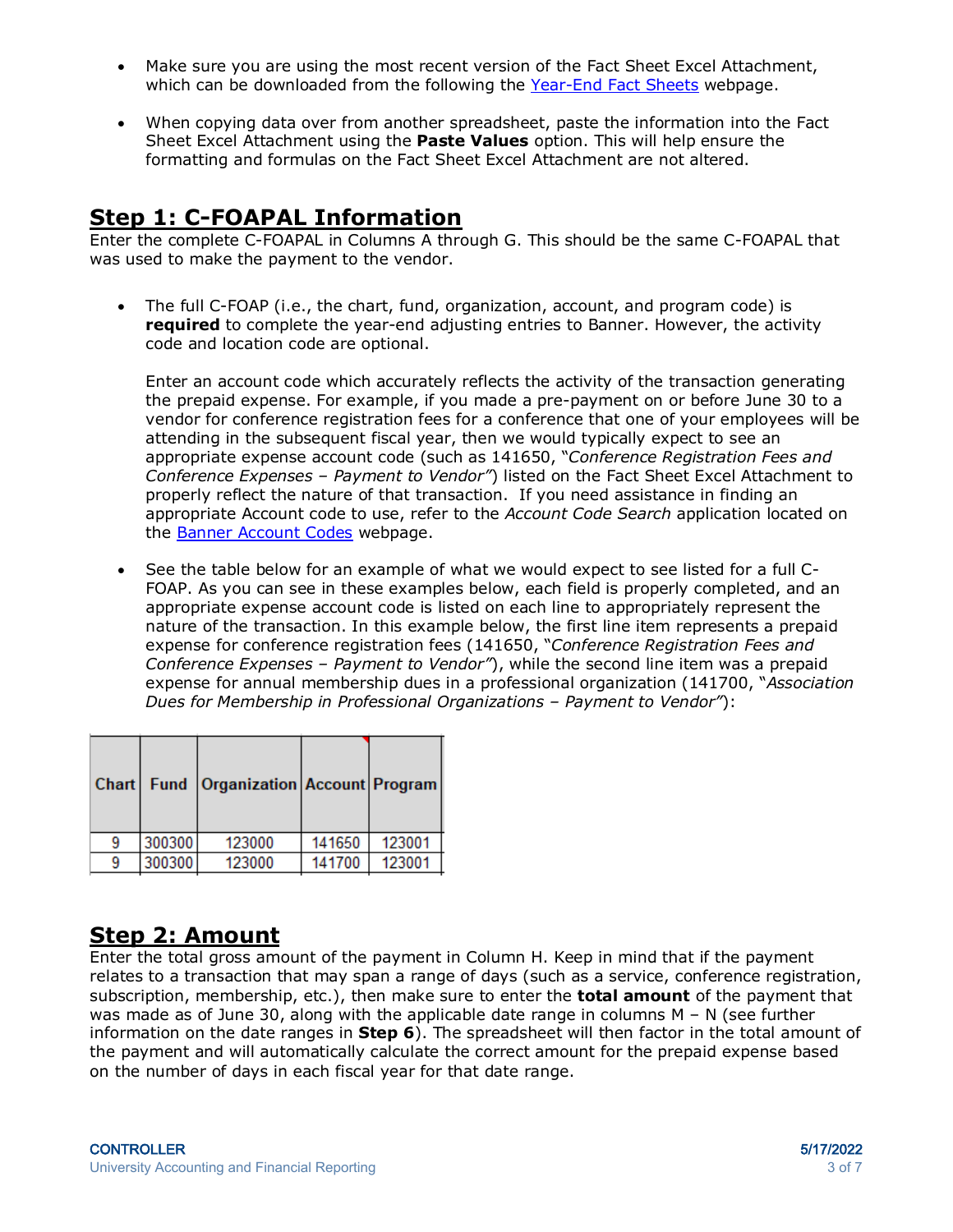- Make sure you are using the most recent version of the Fact Sheet Excel Attachment, which can be downloaded from the following the Year-End Fact Sheets webpage.

- When copying data over from another spreadsheet, paste the information into the Fact Sheet Excel Attachment using the **Paste Values** option. This will help ensure the formatting and formulas on the Fact Sheet Excel Attachment are not altered.

## Step 1: C-FOAPAL Information

Enter the complete C-FOAPAL in Columns A through G. This should be the same C-FOAPAL that was used to make the payment to the vendor.

- The full C-FOAP (i.e., the chart, fund, organization, account, and program code) is **required** to complete the year-end adjusting entries to Banner. However, the activity code and location code are optional.

  Enter an account code which accurately reflects the activity of the transaction generating the prepaid expense. For example, if you made a pre-payment on or before June 30 to a vendor for conference registration fees for a conference that one of your employees will be attending in the subsequent fiscal year, then we would typically expect to see an appropriate expense account code (such as 141650, "*Conference Registration Fees and Conference Expenses – Payment to Vendor"*) listed on the Fact Sheet Excel Attachment to properly reflect the nature of that transaction. If you need assistance in finding an appropriate Account code to use, refer to the *Account Code Search* application located on the Banner Account Codes webpage.

- See the table below for an example of what we would expect to see listed for a full C-FOAP. As you can see in these examples below, each field is properly completed, and an appropriate expense account code is listed on each line to appropriately represent the nature of the transaction. In this example below, the first line item represents a prepaid expense for conference registration fees (141650, "*Conference Registration Fees and Conference Expenses – Payment to Vendor"*), while the second line item was a prepaid expense for annual membership dues in a professional organization (141700, "*Association Dues for Membership in Professional Organizations – Payment to Vendor"*):

| Chart | Fund | Organization | Account | Program |
|---|---|---|---|---|
| 9 | 300300 | 123000 | 141650 | 123001 |
| 9 | 300300 | 123000 | 141700 | 123001 |

## Step 2: Amount

Enter the total gross amount of the payment in Column H. Keep in mind that if the payment relates to a transaction that may span a range of days (such as a service, conference registration, subscription, membership, etc.), then make sure to enter the **total amount** of the payment that was made as of June 30, along with the applicable date range in columns M – N (see further information on the date ranges in **Step 6**). The spreadsheet will then factor in the total amount of the payment and will automatically calculate the correct amount for the prepaid expense based on the number of days in each fiscal year for that date range.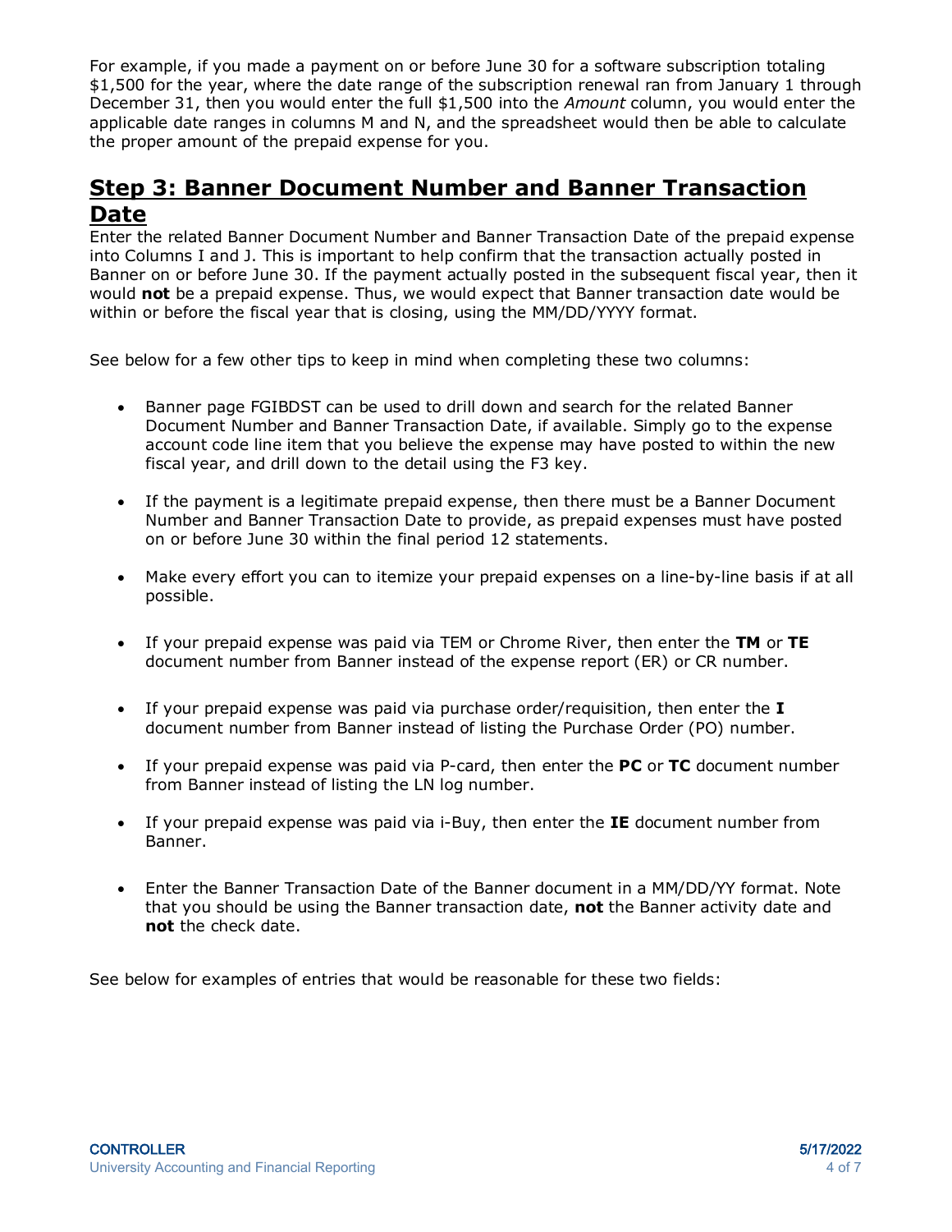For example, if you made a payment on or before June 30 for a software subscription totaling $1,500 for the year, where the date range of the subscription renewal ran from January 1 through December 31, then you would enter the full $1,500 into the *Amount* column, you would enter the applicable date ranges in columns M and N, and the spreadsheet would then be able to calculate the proper amount of the prepaid expense for you.

## Step 3: Banner Document Number and Banner Transaction Date

Enter the related Banner Document Number and Banner Transaction Date of the prepaid expense into Columns I and J. This is important to help confirm that the transaction actually posted in Banner on or before June 30. If the payment actually posted in the subsequent fiscal year, then it would **not** be a prepaid expense. Thus, we would expect that Banner transaction date would be within or before the fiscal year that is closing, using the MM/DD/YYYY format.

See below for a few other tips to keep in mind when completing these two columns:

- Banner page FGIBDST can be used to drill down and search for the related Banner Document Number and Banner Transaction Date, if available. Simply go to the expense account code line item that you believe the expense may have posted to within the new fiscal year, and drill down to the detail using the F3 key.
- If the payment is a legitimate prepaid expense, then there must be a Banner Document Number and Banner Transaction Date to provide, as prepaid expenses must have posted on or before June 30 within the final period 12 statements.
- Make every effort you can to itemize your prepaid expenses on a line-by-line basis if at all possible.
- If your prepaid expense was paid via TEM or Chrome River, then enter the **TM** or **TE** document number from Banner instead of the expense report (ER) or CR number.
- If your prepaid expense was paid via purchase order/requisition, then enter the **I** document number from Banner instead of listing the Purchase Order (PO) number.
- If your prepaid expense was paid via P-card, then enter the **PC** or **TC** document number from Banner instead of listing the LN log number.
- If your prepaid expense was paid via i-Buy, then enter the **IE** document number from Banner.
- Enter the Banner Transaction Date of the Banner document in a MM/DD/YY format. Note that you should be using the Banner transaction date, **not** the Banner activity date and **not** the check date.

See below for examples of entries that would be reasonable for these two fields: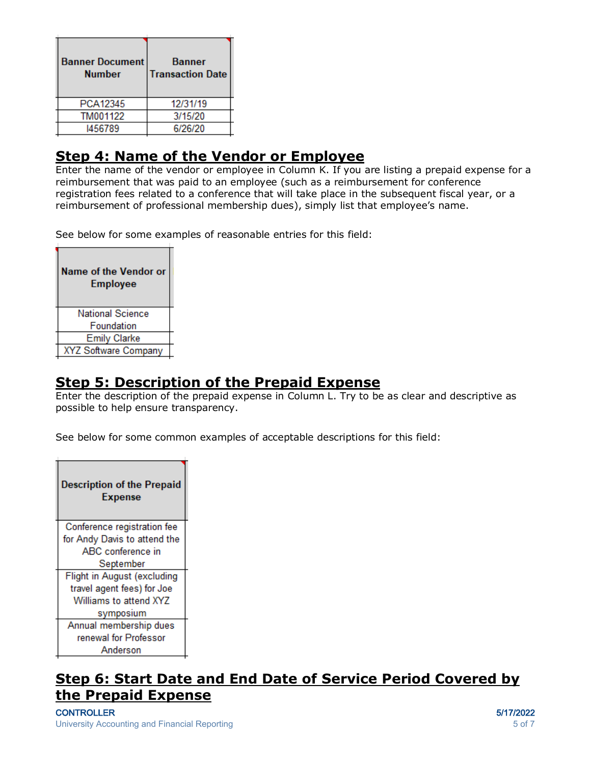| Banner Document Number | Banner Transaction Date |
| --- | --- |
| PCA12345 | 12/31/19 |
| TM001122 | 3/15/20 |
| I456789 | 6/26/20 |

## Step 4: Name of the Vendor or Employee

Enter the name of the vendor or employee in Column K. If you are listing a prepaid expense for a reimbursement that was paid to an employee (such as a reimbursement for conference registration fees related to a conference that will take place in the subsequent fiscal year, or a reimbursement of professional membership dues), simply list that employee's name.

See below for some examples of reasonable entries for this field:

| Name of the Vendor or Employee |
| --- |
| National Science Foundation |
| Emily Clarke |
| XYZ Software Company |

## Step 5: Description of the Prepaid Expense

Enter the description of the prepaid expense in Column L. Try to be as clear and descriptive as possible to help ensure transparency.

See below for some common examples of acceptable descriptions for this field:

| Description of the Prepaid Expense |
| --- |
| Conference registration fee for Andy Davis to attend the ABC conference in September |
| Flight in August (excluding travel agent fees) for Joe Williams to attend XYZ symposium |
| Annual membership dues renewal for Professor Anderson |

## Step 6: Start Date and End Date of Service Period Covered by the Prepaid Expense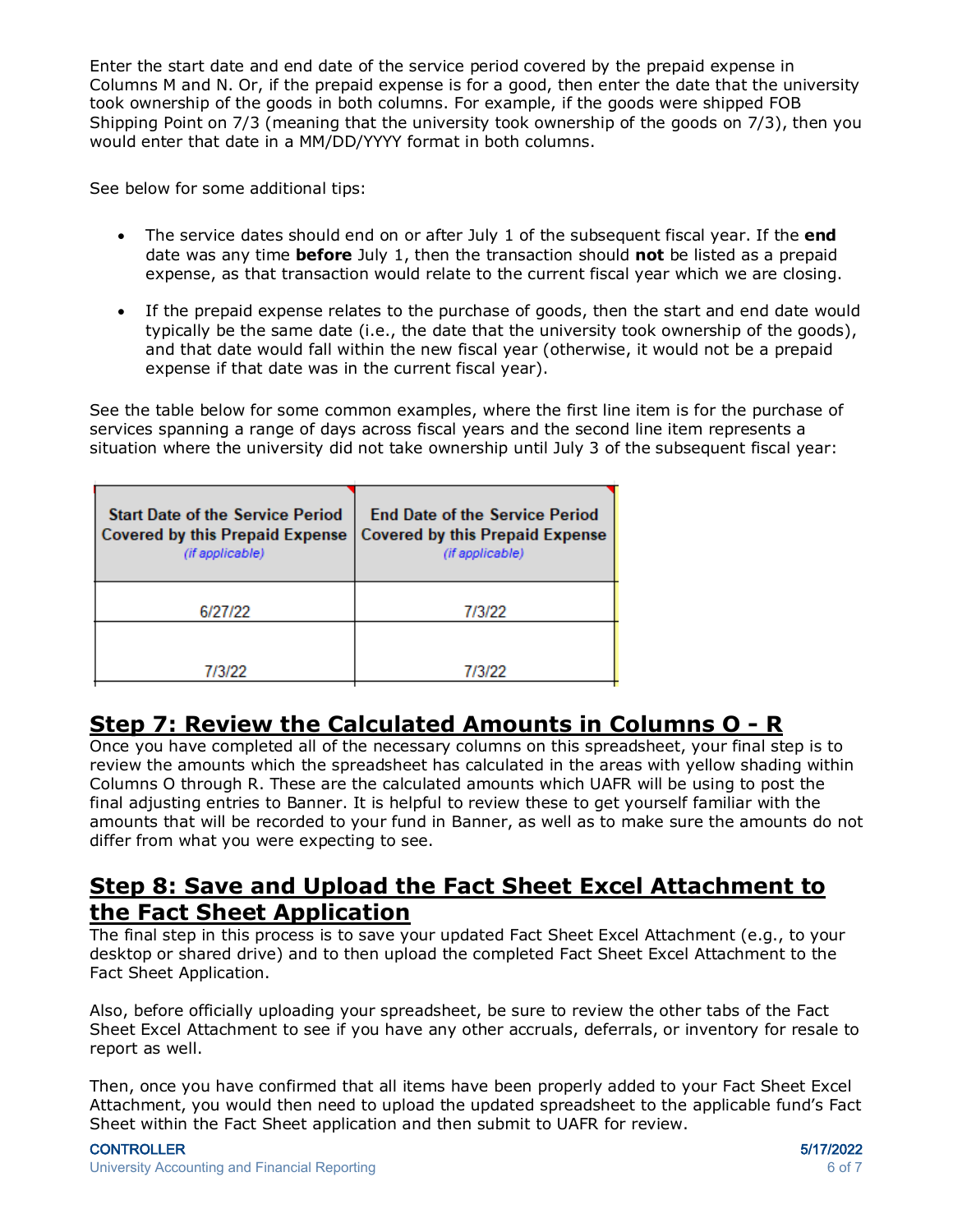Enter the start date and end date of the service period covered by the prepaid expense in Columns M and N. Or, if the prepaid expense is for a good, then enter the date that the university took ownership of the goods in both columns. For example, if the goods were shipped FOB Shipping Point on 7/3 (meaning that the university took ownership of the goods on 7/3), then you would enter that date in a MM/DD/YYYY format in both columns.

See below for some additional tips:

- The service dates should end on or after July 1 of the subsequent fiscal year. If the **end** date was any time **before** July 1, then the transaction should **not** be listed as a prepaid expense, as that transaction would relate to the current fiscal year which we are closing.
- If the prepaid expense relates to the purchase of goods, then the start and end date would typically be the same date (i.e., the date that the university took ownership of the goods), and that date would fall within the new fiscal year (otherwise, it would not be a prepaid expense if that date was in the current fiscal year).

See the table below for some common examples, where the first line item is for the purchase of services spanning a range of days across fiscal years and the second line item represents a situation where the university did not take ownership until July 3 of the subsequent fiscal year:

| Start Date of the Service Period Covered by this Prepaid Expense *(if applicable)* | End Date of the Service Period Covered by this Prepaid Expense *(if applicable)* |
|---|---|
| 6/27/22 | 7/3/22 |
| 7/3/22 | 7/3/22 |

## Step 7: Review the Calculated Amounts in Columns O - R

Once you have completed all of the necessary columns on this spreadsheet, your final step is to review the amounts which the spreadsheet has calculated in the areas with yellow shading within Columns O through R. These are the calculated amounts which UAFR will be using to post the final adjusting entries to Banner. It is helpful to review these to get yourself familiar with the amounts that will be recorded to your fund in Banner, as well as to make sure the amounts do not differ from what you were expecting to see.

## Step 8: Save and Upload the Fact Sheet Excel Attachment to the Fact Sheet Application

The final step in this process is to save your updated Fact Sheet Excel Attachment (e.g., to your desktop or shared drive) and to then upload the completed Fact Sheet Excel Attachment to the Fact Sheet Application.

Also, before officially uploading your spreadsheet, be sure to review the other tabs of the Fact Sheet Excel Attachment to see if you have any other accruals, deferrals, or inventory for resale to report as well.

Then, once you have confirmed that all items have been properly added to your Fact Sheet Excel Attachment, you would then need to upload the updated spreadsheet to the applicable fund's Fact Sheet within the Fact Sheet application and then submit to UAFR for review.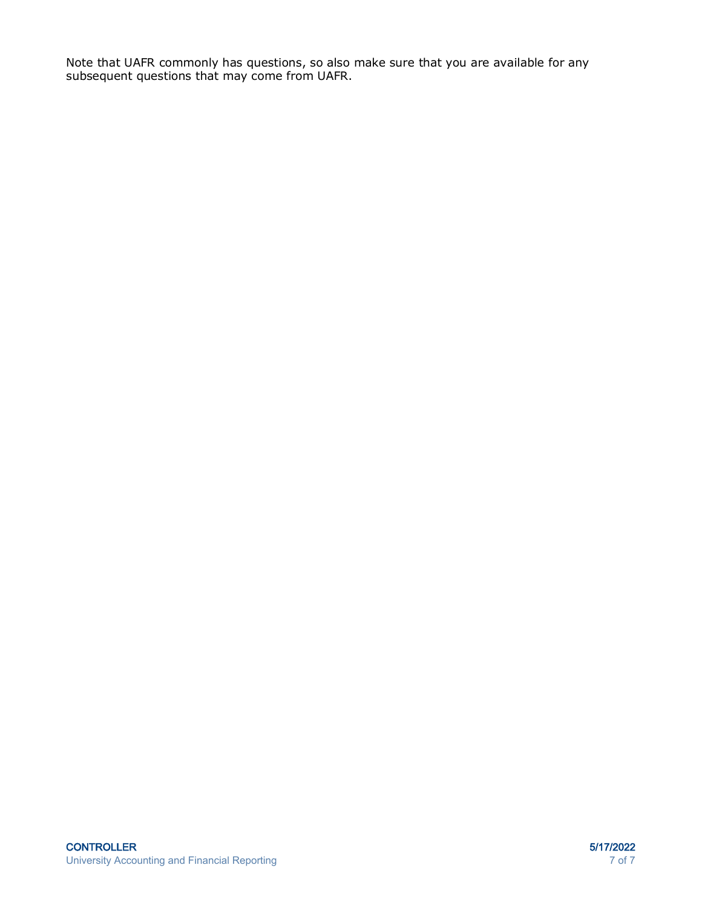Note that UAFR commonly has questions, so also make sure that you are available for any subsequent questions that may come from UAFR.